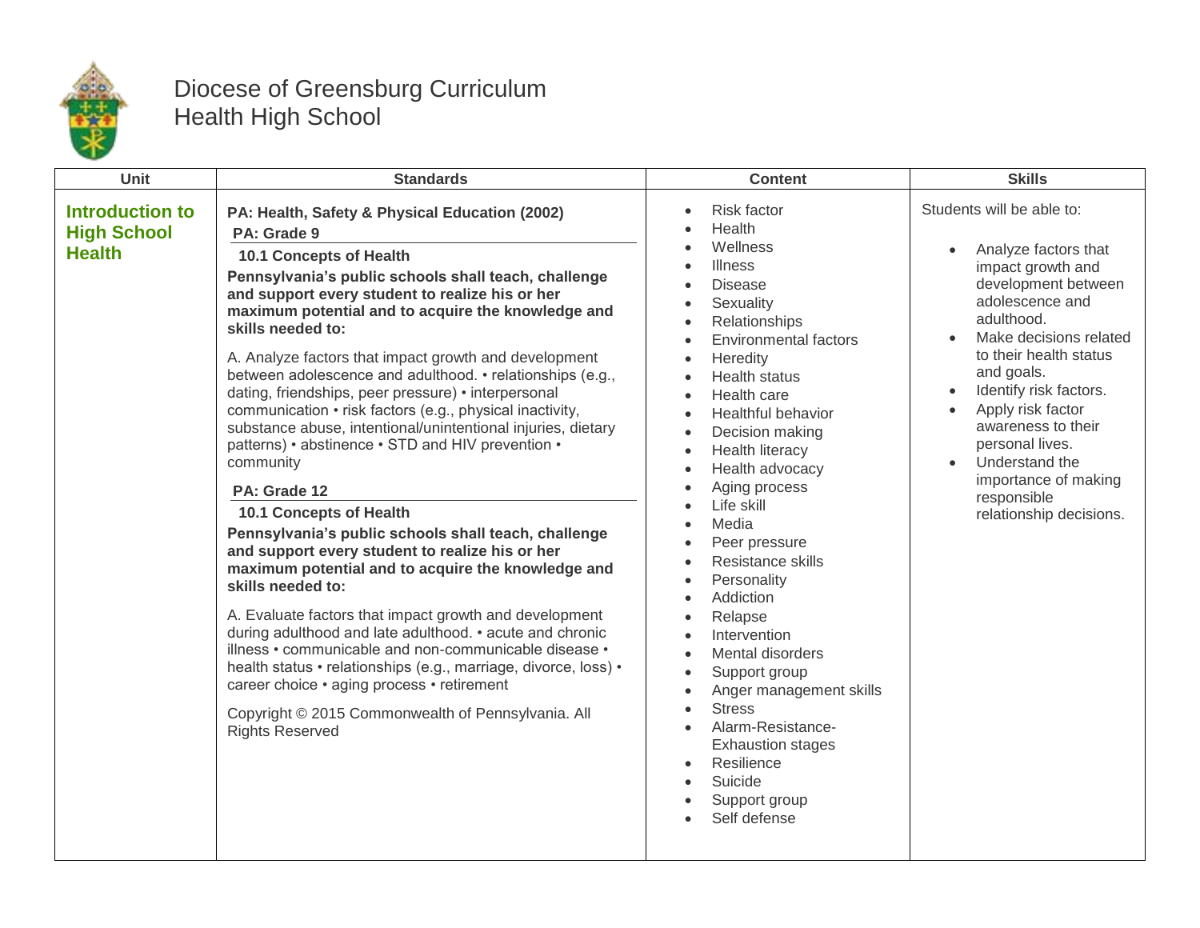# Diocese of Greensburg Curriculum
## Health High School

| Unit | Standards | Content | Skills |
|---|---|---|---|
| **Introduction to High School Health** | **PA: Health, Safety & Physical Education (2002)**<br>**PA: Grade 9**<br>**10.1 Concepts of Health**<br>**Pennsylvania's public schools shall teach, challenge and support every student to realize his or her maximum potential and to acquire the knowledge and skills needed to:**<br>A. Analyze factors that impact growth and development between adolescence and adulthood. • relationships (e.g., dating, friendships, peer pressure) • interpersonal communication • risk factors (e.g., physical inactivity, substance abuse, intentional/unintentional injuries, dietary patterns) • abstinence • STD and HIV prevention • community<br>**PA: Grade 12**<br>**10.1 Concepts of Health**<br>**Pennsylvania's public schools shall teach, challenge and support every student to realize his or her maximum potential and to acquire the knowledge and skills needed to:**<br>A. Evaluate factors that impact growth and development during adulthood and late adulthood. • acute and chronic illness • communicable and non-communicable disease • health status • relationships (e.g., marriage, divorce, loss) • career choice • aging process • retirement<br>Copyright © 2015 Commonwealth of Pennsylvania. All Rights Reserved | • Risk factor<br>• Health<br>• Wellness<br>• Illness<br>• Disease<br>• Sexuality<br>• Relationships<br>• Environmental factors<br>• Heredity<br>• Health status<br>• Health care<br>• Healthful behavior<br>• Decision making<br>• Health literacy<br>• Health advocacy<br>• Aging process<br>• Life skill<br>• Media<br>• Peer pressure<br>• Resistance skills<br>• Personality<br>• Addiction<br>• Relapse<br>• Intervention<br>• Mental disorders<br>• Support group<br>• Anger management skills<br>• Stress<br>• Alarm-Resistance-Exhaustion stages<br>• Resilience<br>• Suicide<br>• Support group<br>• Self defense | Students will be able to:<br>• Analyze factors that impact growth and development between adolescence and adulthood.<br>• Make decisions related to their health status and goals.<br>• Identify risk factors.<br>• Apply risk factor awareness to their personal lives.<br>• Understand the importance of making responsible relationship decisions. |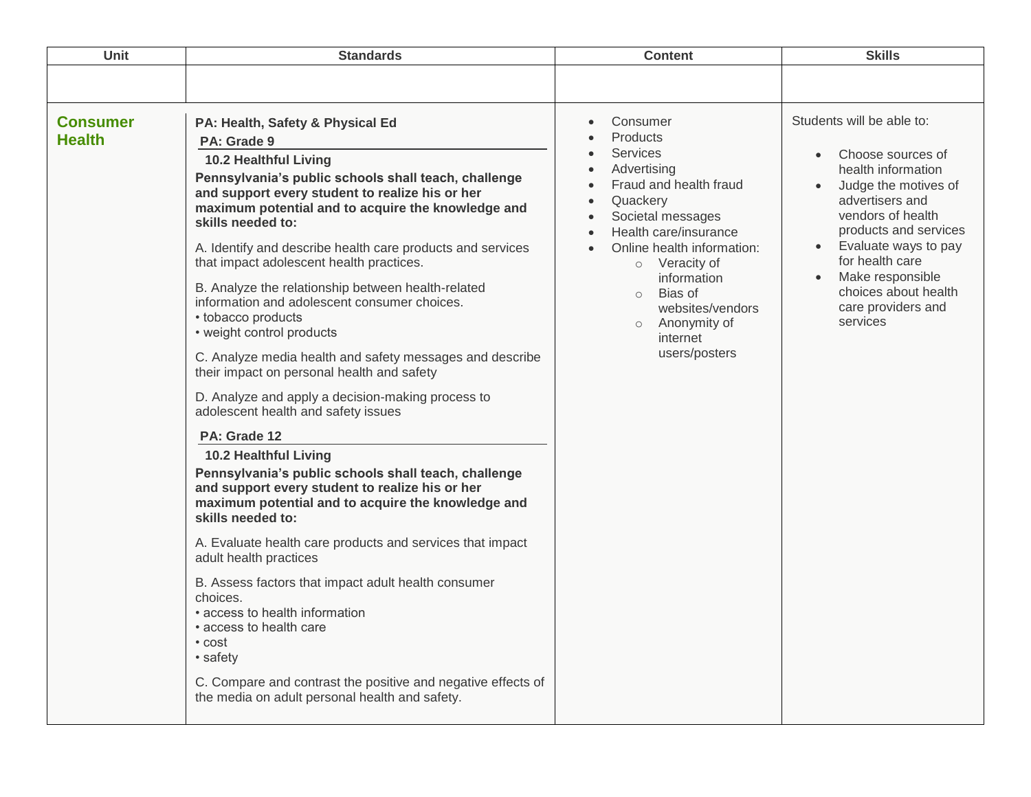| Unit | Standards | Content | Skills |
| --- | --- | --- | --- |
| | | | |
| **Consumer Health** | **PA: Health, Safety & Physical Ed**<br>**PA: Grade 9**<br>**10.2 Healthful Living**<br>**Pennsylvania's public schools shall teach, challenge and support every student to realize his or her maximum potential and to acquire the knowledge and skills needed to:**<br><br>A. Identify and describe health care products and services that impact adolescent health practices.<br><br>B. Analyze the relationship between health-related information and adolescent consumer choices.<br>• tobacco products<br>• weight control products<br><br>C. Analyze media health and safety messages and describe their impact on personal health and safety<br><br>D. Analyze and apply a decision-making process to adolescent health and safety issues<br><br>**PA: Grade 12**<br>**10.2 Healthful Living**<br>**Pennsylvania's public schools shall teach, challenge and support every student to realize his or her maximum potential and to acquire the knowledge and skills needed to:**<br><br>A. Evaluate health care products and services that impact adult health practices<br><br>B. Assess factors that impact adult health consumer choices.<br>• access to health information<br>• access to health care<br>• cost<br>• safety<br><br>C. Compare and contrast the positive and negative effects of the media on adult personal health and safety. | • Consumer<br>• Products<br>• Services<br>• Advertising<br>• Fraud and health fraud<br>• Quackery<br>• Societal messages<br>• Health care/insurance<br>• Online health information:<br>  ○ Veracity of information<br>  ○ Bias of websites/vendors<br>  ○ Anonymity of internet users/posters | Students will be able to:<br><br>• Choose sources of health information<br>• Judge the motives of advertisers and vendors of health products and services<br>• Evaluate ways to pay for health care<br>• Make responsible choices about health care providers and services |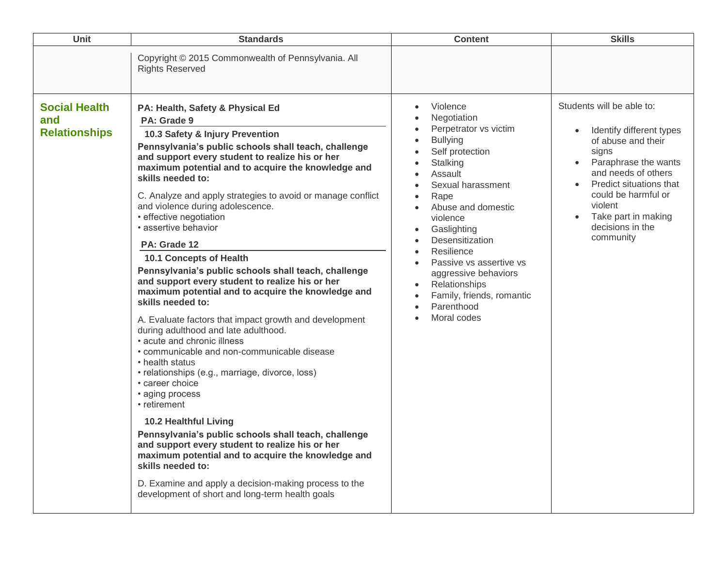| Unit | Standards | Content | Skills |
|---|---|---|---|
| | Copyright © 2015 Commonwealth of Pennsylvania. All Rights Reserved | | |
| **Social Health and Relationships** | **PA: Health, Safety & Physical Ed**<br>**PA: Grade 9**<br>**10.3 Safety & Injury Prevention**<br>**Pennsylvania's public schools shall teach, challenge and support every student to realize his or her maximum potential and to acquire the knowledge and skills needed to:**<br>C. Analyze and apply strategies to avoid or manage conflict and violence during adolescence.<br>• effective negotiation<br>• assertive behavior<br>**PA: Grade 12**<br>**10.1 Concepts of Health**<br>**Pennsylvania's public schools shall teach, challenge and support every student to realize his or her maximum potential and to acquire the knowledge and skills needed to:**<br>A. Evaluate factors that impact growth and development during adulthood and late adulthood.<br>• acute and chronic illness<br>• communicable and non-communicable disease<br>• health status<br>• relationships (e.g., marriage, divorce, loss)<br>• career choice<br>• aging process<br>• retirement<br>**10.2 Healthful Living**<br>**Pennsylvania's public schools shall teach, challenge and support every student to realize his or her maximum potential and to acquire the knowledge and skills needed to:**<br>D. Examine and apply a decision-making process to the development of short and long-term health goals | • Violence<br>• Negotiation<br>• Perpetrator vs victim<br>• Bullying<br>• Self protection<br>• Stalking<br>• Assault<br>• Sexual harassment<br>• Rape<br>• Abuse and domestic violence<br>• Gaslighting<br>• Desensitization<br>• Resilience<br>• Passive vs assertive vs aggressive behaviors<br>• Relationships<br>• Family, friends, romantic<br>• Parenthood<br>• Moral codes | Students will be able to:<br>• Identify different types of abuse and their signs<br>• Paraphrase the wants and needs of others<br>• Predict situations that could be harmful or violent<br>• Take part in making decisions in the community |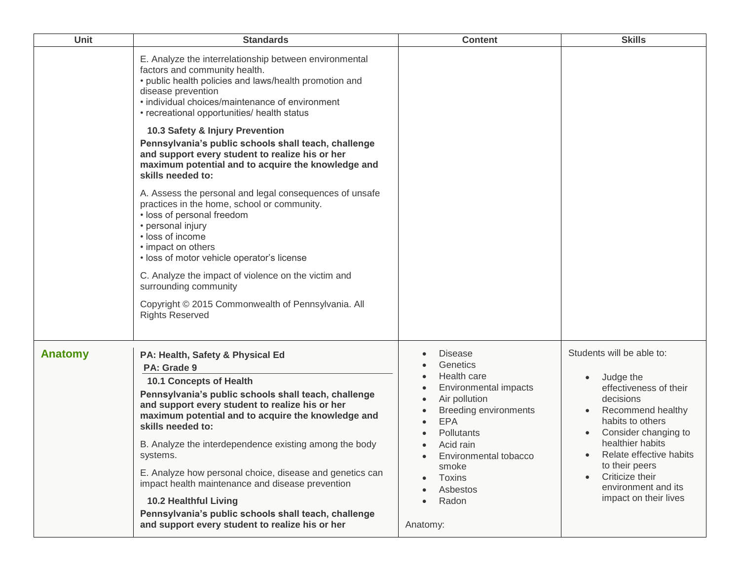| Unit | Standards | Content | Skills |
| --- | --- | --- | --- |
| | E. Analyze the interrelationship between environmental factors and community health.<br>• public health policies and laws/health promotion and disease prevention<br>• individual choices/maintenance of environment<br>• recreational opportunities/ health status<br><br>**10.3 Safety & Injury Prevention**<br>**Pennsylvania's public schools shall teach, challenge and support every student to realize his or her maximum potential and to acquire the knowledge and skills needed to:**<br><br>A. Assess the personal and legal consequences of unsafe practices in the home, school or community.<br>• loss of personal freedom<br>• personal injury<br>• loss of income<br>• impact on others<br>• loss of motor vehicle operator's license<br><br>C. Analyze the impact of violence on the victim and surrounding community<br><br>Copyright © 2015 Commonwealth of Pennsylvania. All Rights Reserved | | |
| **Anatomy** | **PA: Health, Safety & Physical Ed**<br>**PA: Grade 9**<br>**10.1 Concepts of Health**<br>**Pennsylvania's public schools shall teach, challenge and support every student to realize his or her maximum potential and to acquire the knowledge and skills needed to:**<br><br>B. Analyze the interdependence existing among the body systems.<br><br>E. Analyze how personal choice, disease and genetics can impact health maintenance and disease prevention<br><br>**10.2 Healthful Living**<br>**Pennsylvania's public schools shall teach, challenge and support every student to realize his or her** | • Disease<br>• Genetics<br>• Health care<br>• Environmental impacts<br>• Air pollution<br>• Breeding environments<br>• EPA<br>• Pollutants<br>• Acid rain<br>• Environmental tobacco smoke<br>• Toxins<br>• Asbestos<br>• Radon<br><br>Anatomy: | Students will be able to:<br><br>• Judge the effectiveness of their decisions<br>• Recommend healthy habits to others<br>• Consider changing to healthier habits<br>• Relate effective habits to their peers<br>• Criticize their environment and its impact on their lives |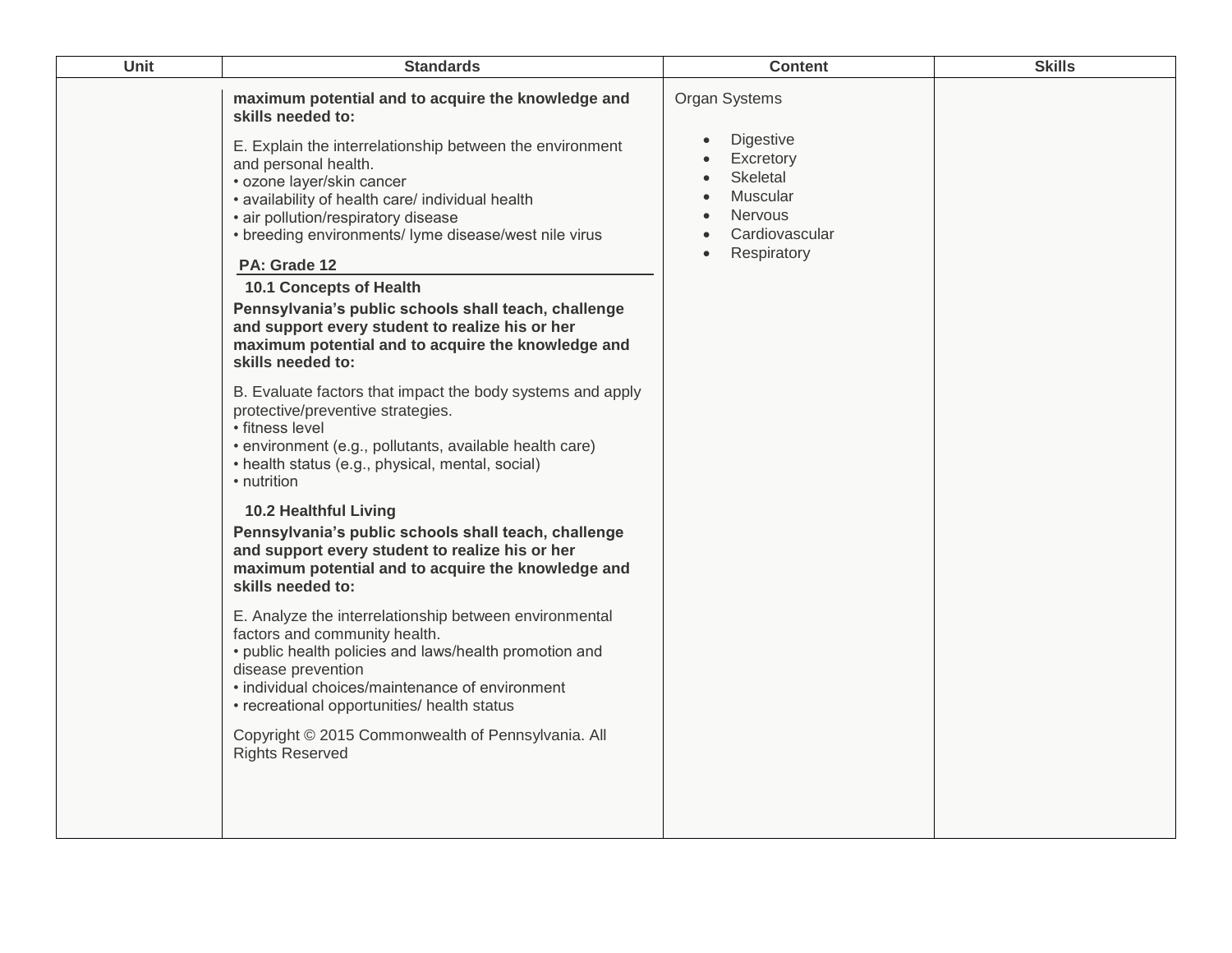| Unit | Standards | Content | Skills |
| --- | --- | --- | --- |
| | **maximum potential and to acquire the knowledge and skills needed to:**<br><br>E. Explain the interrelationship between the environment and personal health.<br>• ozone layer/skin cancer<br>• availability of health care/ individual health<br>• air pollution/respiratory disease<br>• breeding environments/ lyme disease/west nile virus<br><br>**PA: Grade 12**<br><br>**10.1 Concepts of Health**<br>**Pennsylvania's public schools shall teach, challenge and support every student to realize his or her maximum potential and to acquire the knowledge and skills needed to:**<br><br>B. Evaluate factors that impact the body systems and apply protective/preventive strategies.<br>• fitness level<br>• environment (e.g., pollutants, available health care)<br>• health status (e.g., physical, mental, social)<br>• nutrition<br><br>**10.2 Healthful Living**<br>**Pennsylvania's public schools shall teach, challenge and support every student to realize his or her maximum potential and to acquire the knowledge and skills needed to:**<br><br>E. Analyze the interrelationship between environmental factors and community health.<br>• public health policies and laws/health promotion and disease prevention<br>• individual choices/maintenance of environment<br>• recreational opportunities/ health status<br><br>Copyright © 2015 Commonwealth of Pennsylvania. All Rights Reserved | Organ Systems<br><br>• Digestive<br>• Excretory<br>• Skeletal<br>• Muscular<br>• Nervous<br>• Cardiovascular<br>• Respiratory | |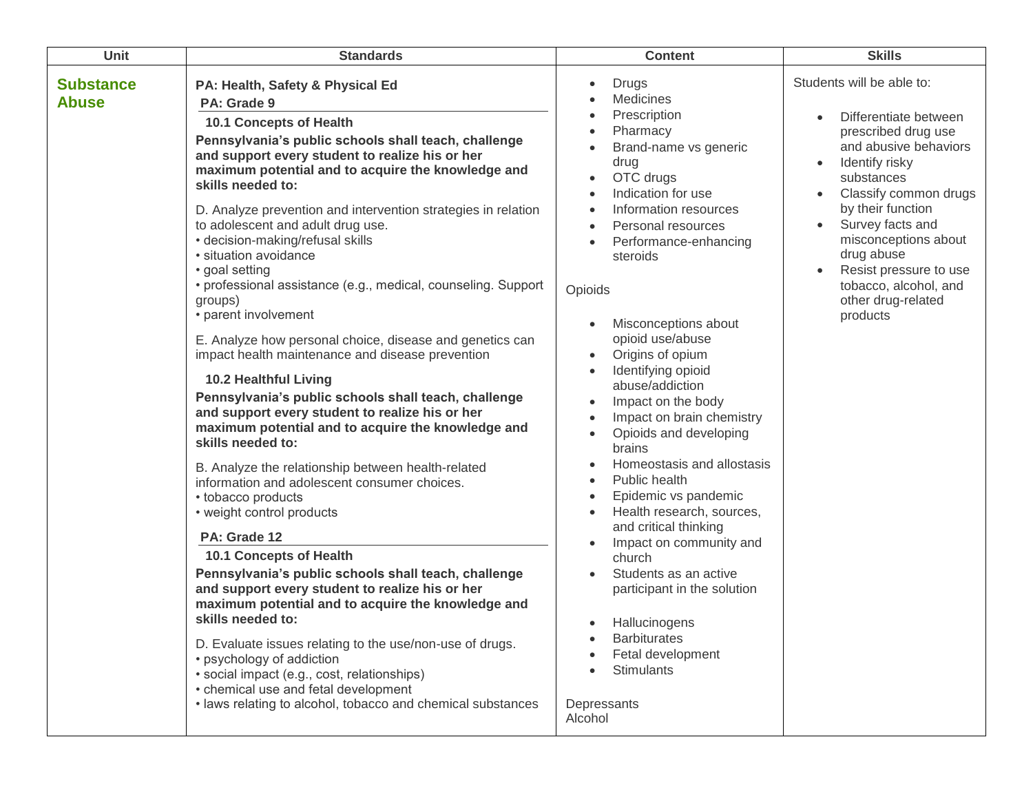| Unit | Standards | Content | Skills |
|---|---|---|---|
| **Substance Abuse** | **PA: Health, Safety & Physical Ed**<br>**PA: Grade 9**<br>**10.1 Concepts of Health**<br>**Pennsylvania's public schools shall teach, challenge and support every student to realize his or her maximum potential and to acquire the knowledge and skills needed to:**<br><br>D. Analyze prevention and intervention strategies in relation to adolescent and adult drug use.<br>• decision-making/refusal skills<br>• situation avoidance<br>• goal setting<br>• professional assistance (e.g., medical, counseling. Support groups)<br>• parent involvement<br><br>E. Analyze how personal choice, disease and genetics can impact health maintenance and disease prevention<br><br>**10.2 Healthful Living**<br>**Pennsylvania's public schools shall teach, challenge and support every student to realize his or her maximum potential and to acquire the knowledge and skills needed to:**<br><br>B. Analyze the relationship between health-related information and adolescent consumer choices.<br>• tobacco products<br>• weight control products<br><br>**PA: Grade 12**<br>**10.1 Concepts of Health**<br>**Pennsylvania's public schools shall teach, challenge and support every student to realize his or her maximum potential and to acquire the knowledge and skills needed to:**<br><br>D. Evaluate issues relating to the use/non-use of drugs.<br>• psychology of addiction<br>• social impact (e.g., cost, relationships)<br>• chemical use and fetal development<br>• laws relating to alcohol, tobacco and chemical substances | • Drugs<br>• Medicines<br>• Prescription<br>• Pharmacy<br>• Brand-name vs generic drug<br>• OTC drugs<br>• Indication for use<br>• Information resources<br>• Personal resources<br>• Performance-enhancing steroids<br><br>Opioids<br><br>• Misconceptions about opioid use/abuse<br>• Origins of opium<br>• Identifying opioid abuse/addiction<br>• Impact on the body<br>• Impact on brain chemistry<br>• Opioids and developing brains<br>• Homeostasis and allostasis<br>• Public health<br>• Epidemic vs pandemic<br>• Health research, sources, and critical thinking<br>• Impact on community and church<br>• Students as an active participant in the solution<br><br>• Hallucinogens<br>• Barbiturates<br>• Fetal development<br>• Stimulants<br><br>Depressants<br>Alcohol | Students will be able to:<br><br>• Differentiate between prescribed drug use and abusive behaviors<br>• Identify risky substances<br>• Classify common drugs by their function<br>• Survey facts and misconceptions about drug abuse<br>• Resist pressure to use tobacco, alcohol, and other drug-related products |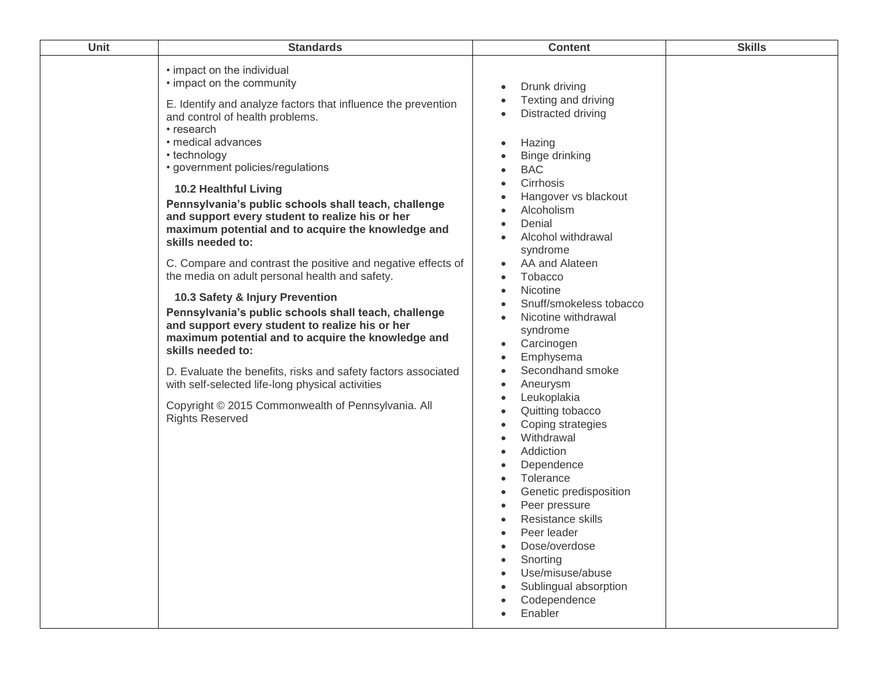| Unit | Standards | Content | Skills |
|---|---|---|---|
| | • impact on the individual<br>• impact on the community<br><br>E. Identify and analyze factors that influence the prevention and control of health problems.<br>• research<br>• medical advances<br>• technology<br>• government policies/regulations<br><br>**10.2 Healthful Living**<br>**Pennsylvania's public schools shall teach, challenge and support every student to realize his or her maximum potential and to acquire the knowledge and skills needed to:**<br><br>C. Compare and contrast the positive and negative effects of the media on adult personal health and safety.<br><br>**10.3 Safety & Injury Prevention**<br>**Pennsylvania's public schools shall teach, challenge and support every student to realize his or her maximum potential and to acquire the knowledge and skills needed to:**<br><br>D. Evaluate the benefits, risks and safety factors associated with self-selected life-long physical activities<br><br>Copyright © 2015 Commonwealth of Pennsylvania. All Rights Reserved | • Drunk driving<br>• Texting and driving<br>• Distracted driving<br><br>• Hazing<br>• Binge drinking<br>• BAC<br>• Cirrhosis<br>• Hangover vs blackout<br>• Alcoholism<br>• Denial<br>• Alcohol withdrawal syndrome<br>• AA and Alateen<br>• Tobacco<br>• Nicotine<br>• Snuff/smokeless tobacco<br>• Nicotine withdrawal syndrome<br>• Carcinogen<br>• Emphysema<br>• Secondhand smoke<br>• Aneurysm<br>• Leukoplakia<br>• Quitting tobacco<br>• Coping strategies<br>• Withdrawal<br>• Addiction<br>• Dependence<br>• Tolerance<br>• Genetic predisposition<br>• Peer pressure<br>• Resistance skills<br>• Peer leader<br>• Dose/overdose<br>• Snorting<br>• Use/misuse/abuse<br>• Sublingual absorption<br>• Codependence<br>• Enabler | |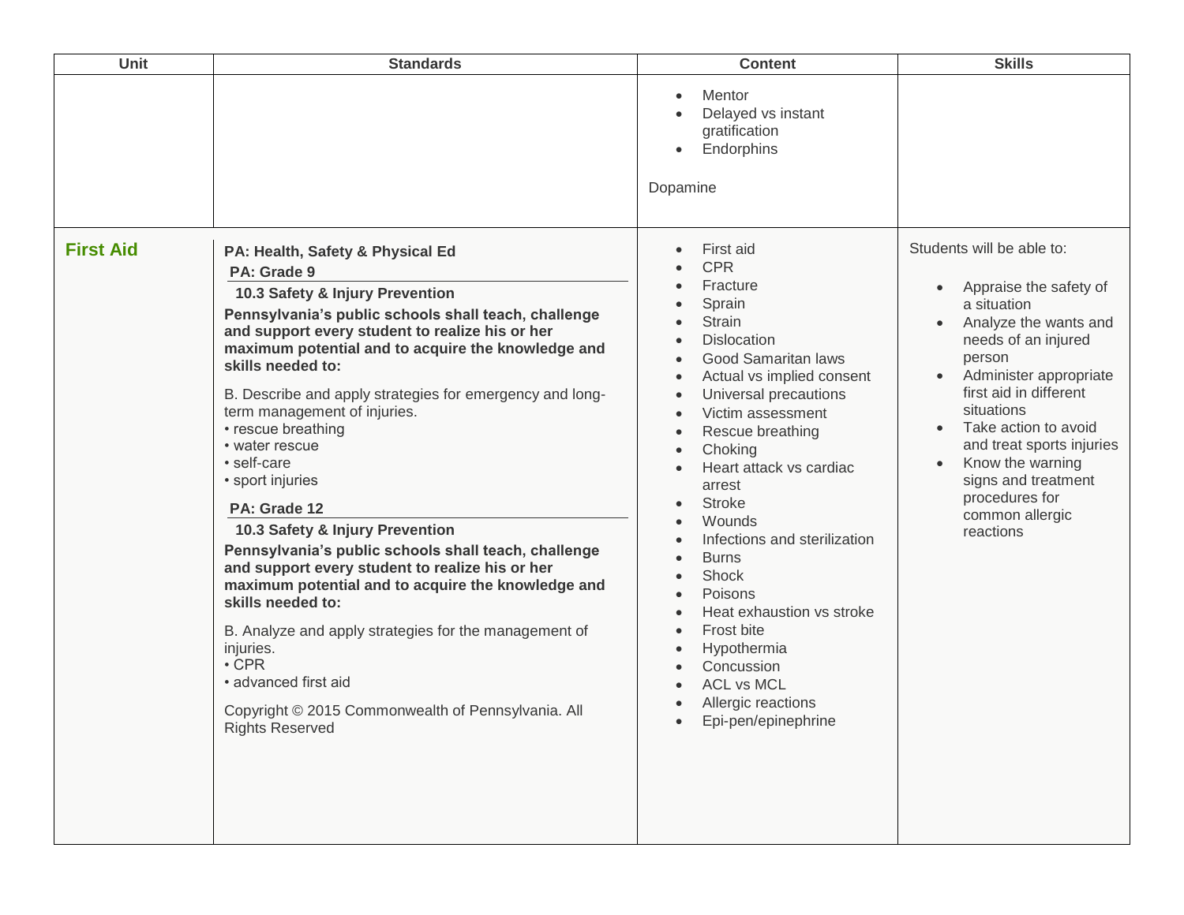| Unit | Standards | Content | Skills |
| --- | --- | --- | --- |
| | | • Mentor<br>• Delayed vs instant gratification<br>• Endorphins<br><br>Dopamine | |
| **First Aid** | **PA: Health, Safety & Physical Ed**<br>**PA: Grade 9**<br>**10.3 Safety & Injury Prevention**<br>**Pennsylvania's public schools shall teach, challenge and support every student to realize his or her maximum potential and to acquire the knowledge and skills needed to:**<br><br>B. Describe and apply strategies for emergency and long-term management of injuries.<br>• rescue breathing<br>• water rescue<br>• self-care<br>• sport injuries<br><br>**PA: Grade 12**<br>**10.3 Safety & Injury Prevention**<br>**Pennsylvania's public schools shall teach, challenge and support every student to realize his or her maximum potential and to acquire the knowledge and skills needed to:**<br><br>B. Analyze and apply strategies for the management of injuries.<br>• CPR<br>• advanced first aid<br><br>Copyright © 2015 Commonwealth of Pennsylvania. All Rights Reserved | • First aid<br>• CPR<br>• Fracture<br>• Sprain<br>• Strain<br>• Dislocation<br>• Good Samaritan laws<br>• Actual vs implied consent<br>• Universal precautions<br>• Victim assessment<br>• Rescue breathing<br>• Choking<br>• Heart attack vs cardiac arrest<br>• Stroke<br>• Wounds<br>• Infections and sterilization<br>• Burns<br>• Shock<br>• Poisons<br>• Heat exhaustion vs stroke<br>• Frost bite<br>• Hypothermia<br>• Concussion<br>• ACL vs MCL<br>• Allergic reactions<br>• Epi-pen/epinephrine | Students will be able to:<br><br>• Appraise the safety of a situation<br>• Analyze the wants and needs of an injured person<br>• Administer appropriate first aid in different situations<br>• Take action to avoid and treat sports injuries<br>• Know the warning signs and treatment procedures for common allergic reactions |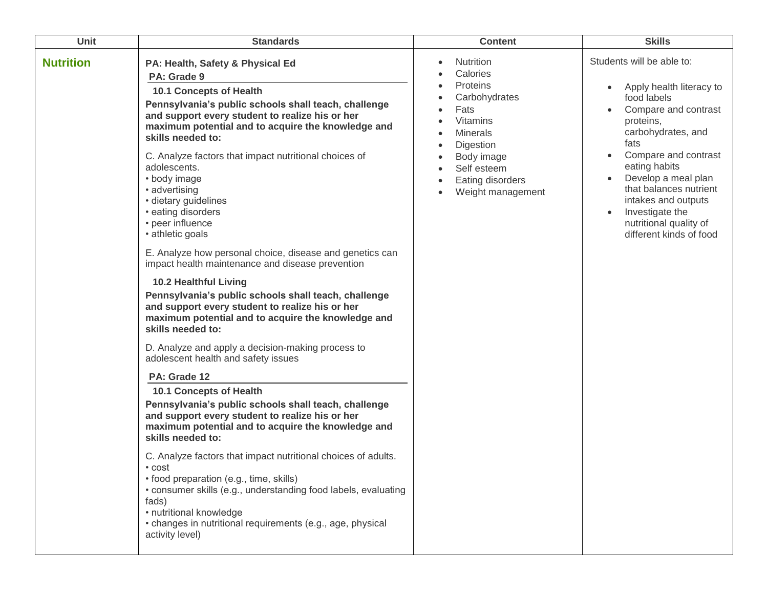| Unit | Standards | Content | Skills |
|---|---|---|---|
| **Nutrition** | **PA: Health, Safety & Physical Ed**<br>**PA: Grade 9**<br>**10.1 Concepts of Health**<br>**Pennsylvania's public schools shall teach, challenge and support every student to realize his or her maximum potential and to acquire the knowledge and skills needed to:**<br><br>C. Analyze factors that impact nutritional choices of adolescents.<br>• body image<br>• advertising<br>• dietary guidelines<br>• eating disorders<br>• peer influence<br>• athletic goals<br><br>E. Analyze how personal choice, disease and genetics can impact health maintenance and disease prevention<br><br>**10.2 Healthful Living**<br>**Pennsylvania's public schools shall teach, challenge and support every student to realize his or her maximum potential and to acquire the knowledge and skills needed to:**<br><br>D. Analyze and apply a decision-making process to adolescent health and safety issues<br><br>**PA: Grade 12**<br>**10.1 Concepts of Health**<br>**Pennsylvania's public schools shall teach, challenge and support every student to realize his or her maximum potential and to acquire the knowledge and skills needed to:**<br><br>C. Analyze factors that impact nutritional choices of adults.<br>• cost<br>• food preparation (e.g., time, skills)<br>• consumer skills (e.g., understanding food labels, evaluating fads)<br>• nutritional knowledge<br>• changes in nutritional requirements (e.g., age, physical activity level) | • Nutrition<br>• Calories<br>• Proteins<br>• Carbohydrates<br>• Fats<br>• Vitamins<br>• Minerals<br>• Digestion<br>• Body image<br>• Self esteem<br>• Eating disorders<br>• Weight management | Students will be able to:<br><br>• Apply health literacy to food labels<br>• Compare and contrast proteins, carbohydrates, and fats<br>• Compare and contrast eating habits<br>• Develop a meal plan that balances nutrient intakes and outputs<br>• Investigate the nutritional quality of different kinds of food |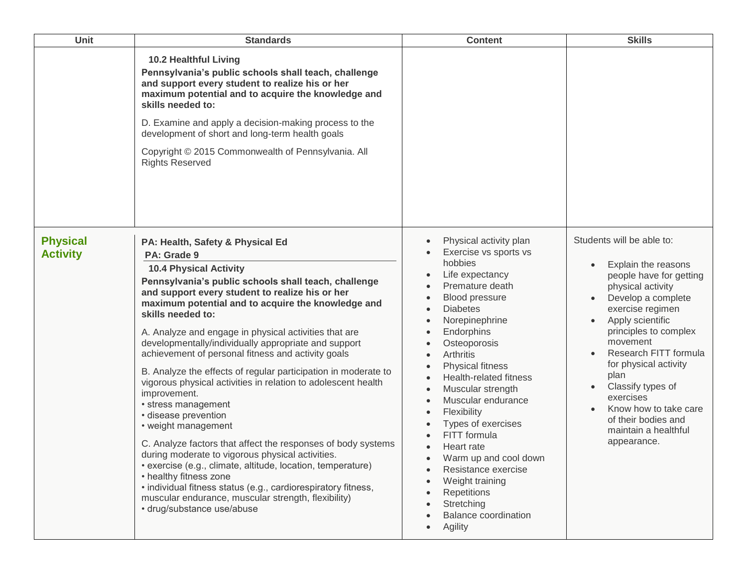| Unit | Standards | Content | Skills |
|---|---|---|---|
| | **10.2 Healthful Living**<br>**Pennsylvania's public schools shall teach, challenge and support every student to realize his or her maximum potential and to acquire the knowledge and skills needed to:**<br>D. Examine and apply a decision-making process to the development of short and long-term health goals<br>Copyright © 2015 Commonwealth of Pennsylvania. All Rights Reserved | | |
| **Physical Activity** | **PA: Health, Safety & Physical Ed**<br>**PA: Grade 9**<br>**10.4 Physical Activity**<br>**Pennsylvania's public schools shall teach, challenge and support every student to realize his or her maximum potential and to acquire the knowledge and skills needed to:**<br>A. Analyze and engage in physical activities that are developmentally/individually appropriate and support achievement of personal fitness and activity goals<br>B. Analyze the effects of regular participation in moderate to vigorous physical activities in relation to adolescent health improvement.<br>• stress management<br>• disease prevention<br>• weight management<br>C. Analyze factors that affect the responses of body systems during moderate to vigorous physical activities.<br>• exercise (e.g., climate, altitude, location, temperature)<br>• healthy fitness zone<br>• individual fitness status (e.g., cardiorespiratory fitness, muscular endurance, muscular strength, flexibility)<br>• drug/substance use/abuse | • Physical activity plan<br>• Exercise vs sports vs hobbies<br>• Life expectancy<br>• Premature death<br>• Blood pressure<br>• Diabetes<br>• Norepinephrine<br>• Endorphins<br>• Osteoporosis<br>• Arthritis<br>• Physical fitness<br>• Health-related fitness<br>• Muscular strength<br>• Muscular endurance<br>• Flexibility<br>• Types of exercises<br>• FITT formula<br>• Heart rate<br>• Warm up and cool down<br>• Resistance exercise<br>• Weight training<br>• Repetitions<br>• Stretching<br>• Balance coordination<br>• Agility | Students will be able to:<br>• Explain the reasons people have for getting physical activity<br>• Develop a complete exercise regimen<br>• Apply scientific principles to complex movement<br>• Research FITT formula for physical activity plan<br>• Classify types of exercises<br>• Know how to take care of their bodies and maintain a healthful appearance. |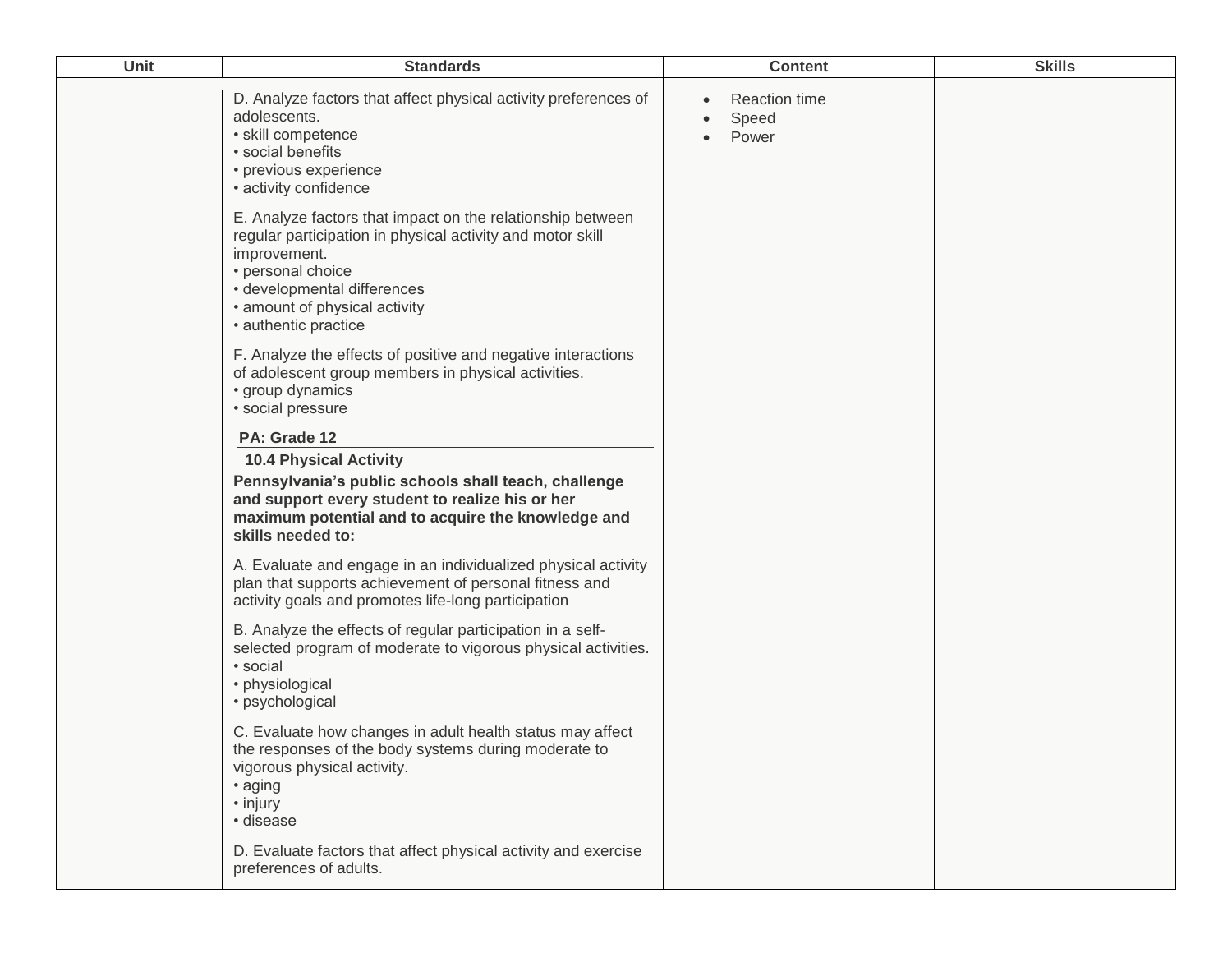| Unit | Standards | Content | Skills |
|---|---|---|---|
| | D. Analyze factors that affect physical activity preferences of adolescents.<br>• skill competence<br>• social benefits<br>• previous experience<br>• activity confidence<br><br>E. Analyze factors that impact on the relationship between regular participation in physical activity and motor skill improvement.<br>• personal choice<br>• developmental differences<br>• amount of physical activity<br>• authentic practice<br><br>F. Analyze the effects of positive and negative interactions of adolescent group members in physical activities.<br>• group dynamics<br>• social pressure<br><br>**PA: Grade 12**<br>**10.4 Physical Activity**<br>**Pennsylvania's public schools shall teach, challenge and support every student to realize his or her maximum potential and to acquire the knowledge and skills needed to:**<br><br>A. Evaluate and engage in an individualized physical activity plan that supports achievement of personal fitness and activity goals and promotes life-long participation<br><br>B. Analyze the effects of regular participation in a self-selected program of moderate to vigorous physical activities.<br>• social<br>• physiological<br>• psychological<br><br>C. Evaluate how changes in adult health status may affect the responses of the body systems during moderate to vigorous physical activity.<br>• aging<br>• injury<br>• disease<br><br>D. Evaluate factors that affect physical activity and exercise preferences of adults. | • Reaction time<br>• Speed<br>• Power | |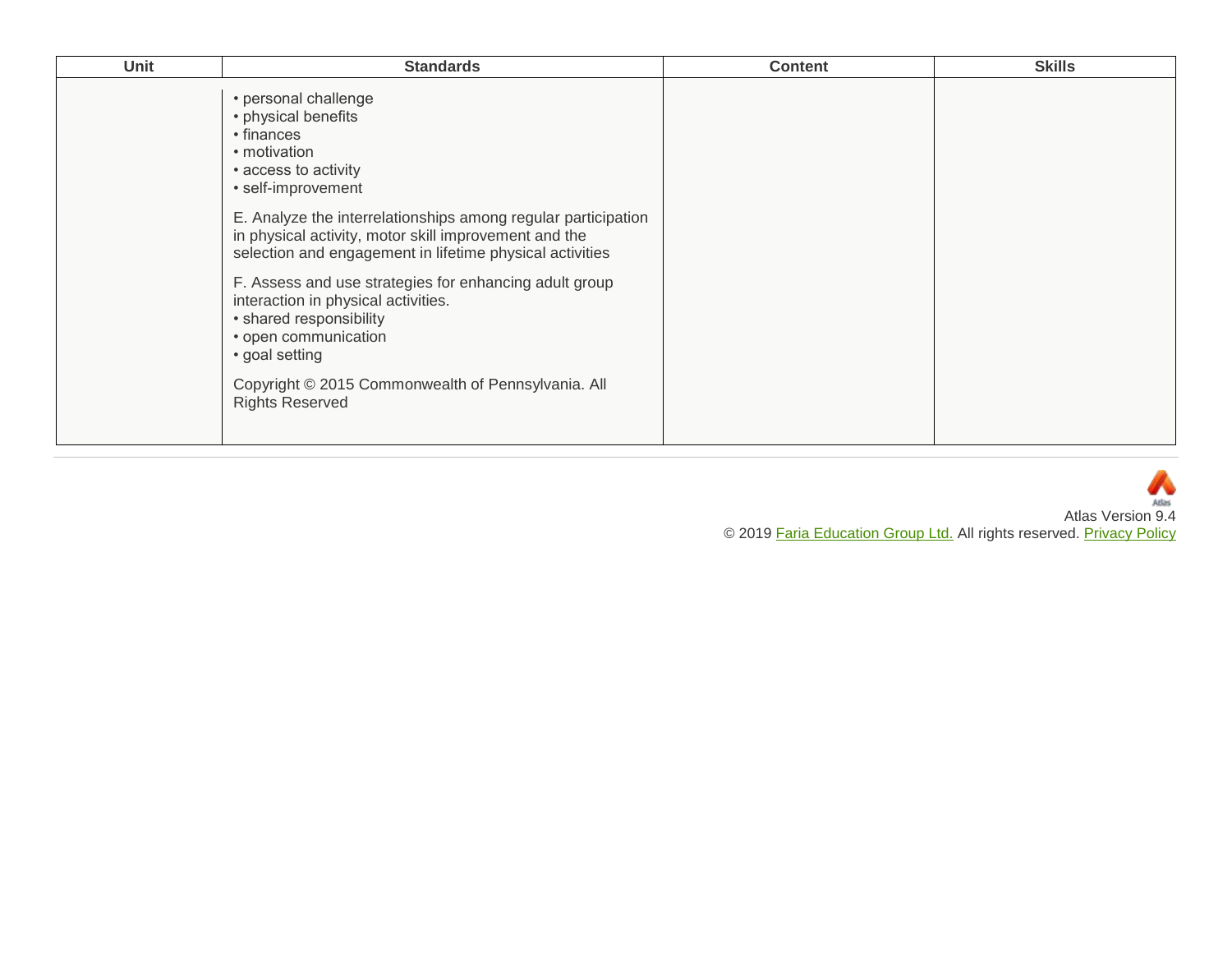| Unit | Standards | Content | Skills |
| --- | --- | --- | --- |
| | • personal challenge<br>• physical benefits<br>• finances<br>• motivation<br>• access to activity<br>• self-improvement<br><br>E. Analyze the interrelationships among regular participation in physical activity, motor skill improvement and the selection and engagement in lifetime physical activities<br><br>F. Assess and use strategies for enhancing adult group interaction in physical activities.<br>• shared responsibility<br>• open communication<br>• goal setting<br><br>Copyright © 2015 Commonwealth of Pennsylvania. All Rights Reserved | | |

Atlas Version 9.4
© 2019 Faria Education Group Ltd. All rights reserved. Privacy Policy